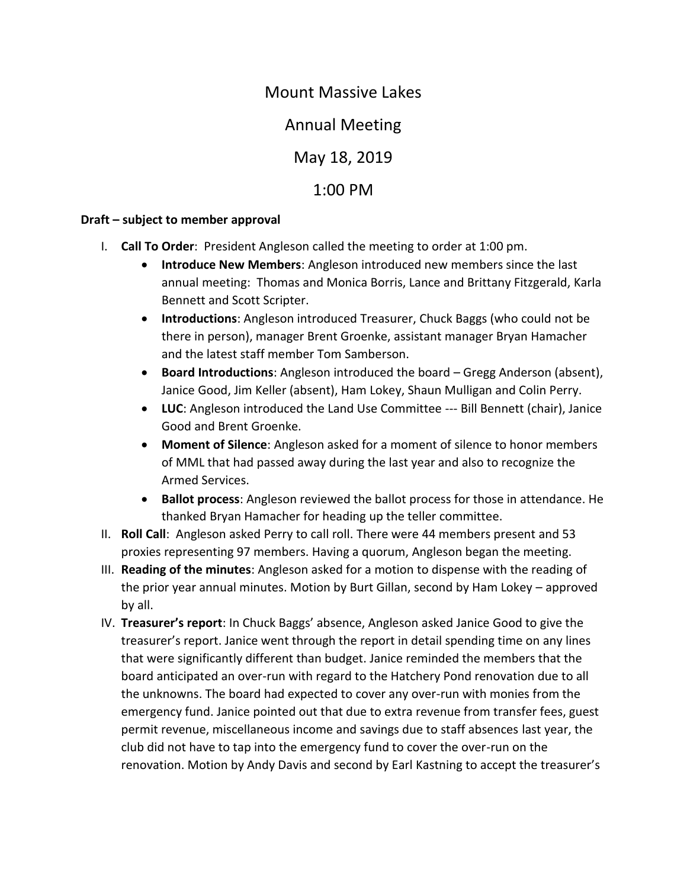# Mount Massive Lakes

## Annual Meeting

## May 18, 2019

## 1:00 PM

**Draft – subject to member approval**

I. **Call To Order**: President Angleson called the meeting to order at 1:00 pm.
   - **Introduce New Members**: Angleson introduced new members since the last annual meeting: Thomas and Monica Borris, Lance and Brittany Fitzgerald, Karla Bennett and Scott Scripter.
   - **Introductions**: Angleson introduced Treasurer, Chuck Baggs (who could not be there in person), manager Brent Groenke, assistant manager Bryan Hamacher and the latest staff member Tom Samberson.
   - **Board Introductions**: Angleson introduced the board – Gregg Anderson (absent), Janice Good, Jim Keller (absent), Ham Lokey, Shaun Mulligan and Colin Perry.
   - **LUC**: Angleson introduced the Land Use Committee --- Bill Bennett (chair), Janice Good and Brent Groenke.
   - **Moment of Silence**: Angleson asked for a moment of silence to honor members of MML that had passed away during the last year and also to recognize the Armed Services.
   - **Ballot process**: Angleson reviewed the ballot process for those in attendance. He thanked Bryan Hamacher for heading up the teller committee.

II. **Roll Call**: Angleson asked Perry to call roll. There were 44 members present and 53 proxies representing 97 members. Having a quorum, Angleson began the meeting.

III. **Reading of the minutes**: Angleson asked for a motion to dispense with the reading of the prior year annual minutes. Motion by Burt Gillan, second by Ham Lokey – approved by all.

IV. **Treasurer's report**: In Chuck Baggs' absence, Angleson asked Janice Good to give the treasurer's report. Janice went through the report in detail spending time on any lines that were significantly different than budget. Janice reminded the members that the board anticipated an over-run with regard to the Hatchery Pond renovation due to all the unknowns. The board had expected to cover any over-run with monies from the emergency fund. Janice pointed out that due to extra revenue from transfer fees, guest permit revenue, miscellaneous income and savings due to staff absences last year, the club did not have to tap into the emergency fund to cover the over-run on the renovation. Motion by Andy Davis and second by Earl Kastning to accept the treasurer's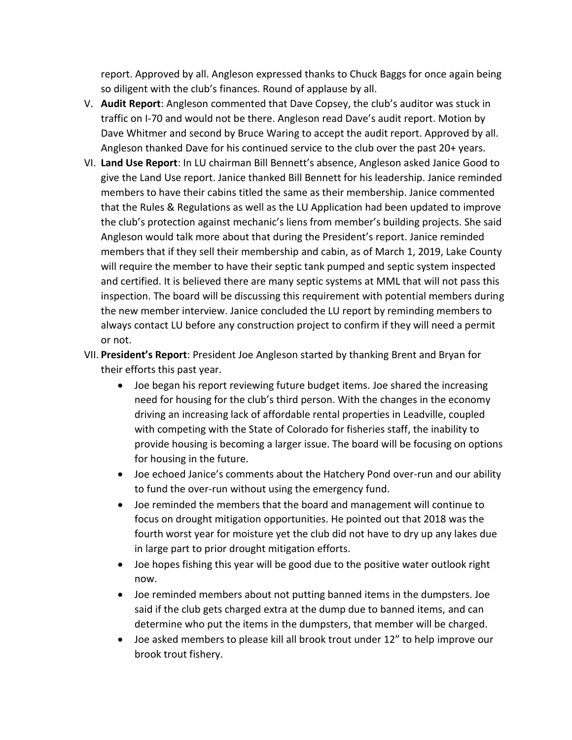report. Approved by all. Angleson expressed thanks to Chuck Baggs for once again being so diligent with the club's finances. Round of applause by all.

V. **Audit Report**: Angleson commented that Dave Copsey, the club's auditor was stuck in traffic on I-70 and would not be there. Angleson read Dave's audit report. Motion by Dave Whitmer and second by Bruce Waring to accept the audit report. Approved by all. Angleson thanked Dave for his continued service to the club over the past 20+ years.

VI. **Land Use Report**: In LU chairman Bill Bennett's absence, Angleson asked Janice Good to give the Land Use report. Janice thanked Bill Bennett for his leadership. Janice reminded members to have their cabins titled the same as their membership. Janice commented that the Rules & Regulations as well as the LU Application had been updated to improve the club's protection against mechanic's liens from member's building projects. She said Angleson would talk more about that during the President's report. Janice reminded members that if they sell their membership and cabin, as of March 1, 2019, Lake County will require the member to have their septic tank pumped and septic system inspected and certified. It is believed there are many septic systems at MML that will not pass this inspection. The board will be discussing this requirement with potential members during the new member interview. Janice concluded the LU report by reminding members to always contact LU before any construction project to confirm if they will need a permit or not.

VII. **President's Report**: President Joe Angleson started by thanking Brent and Bryan for their efforts this past year.

- Joe began his report reviewing future budget items. Joe shared the increasing need for housing for the club's third person. With the changes in the economy driving an increasing lack of affordable rental properties in Leadville, coupled with competing with the State of Colorado for fisheries staff, the inability to provide housing is becoming a larger issue. The board will be focusing on options for housing in the future.
- Joe echoed Janice's comments about the Hatchery Pond over-run and our ability to fund the over-run without using the emergency fund.
- Joe reminded the members that the board and management will continue to focus on drought mitigation opportunities. He pointed out that 2018 was the fourth worst year for moisture yet the club did not have to dry up any lakes due in large part to prior drought mitigation efforts.
- Joe hopes fishing this year will be good due to the positive water outlook right now.
- Joe reminded members about not putting banned items in the dumpsters. Joe said if the club gets charged extra at the dump due to banned items, and can determine who put the items in the dumpsters, that member will be charged.
- Joe asked members to please kill all brook trout under 12" to help improve our brook trout fishery.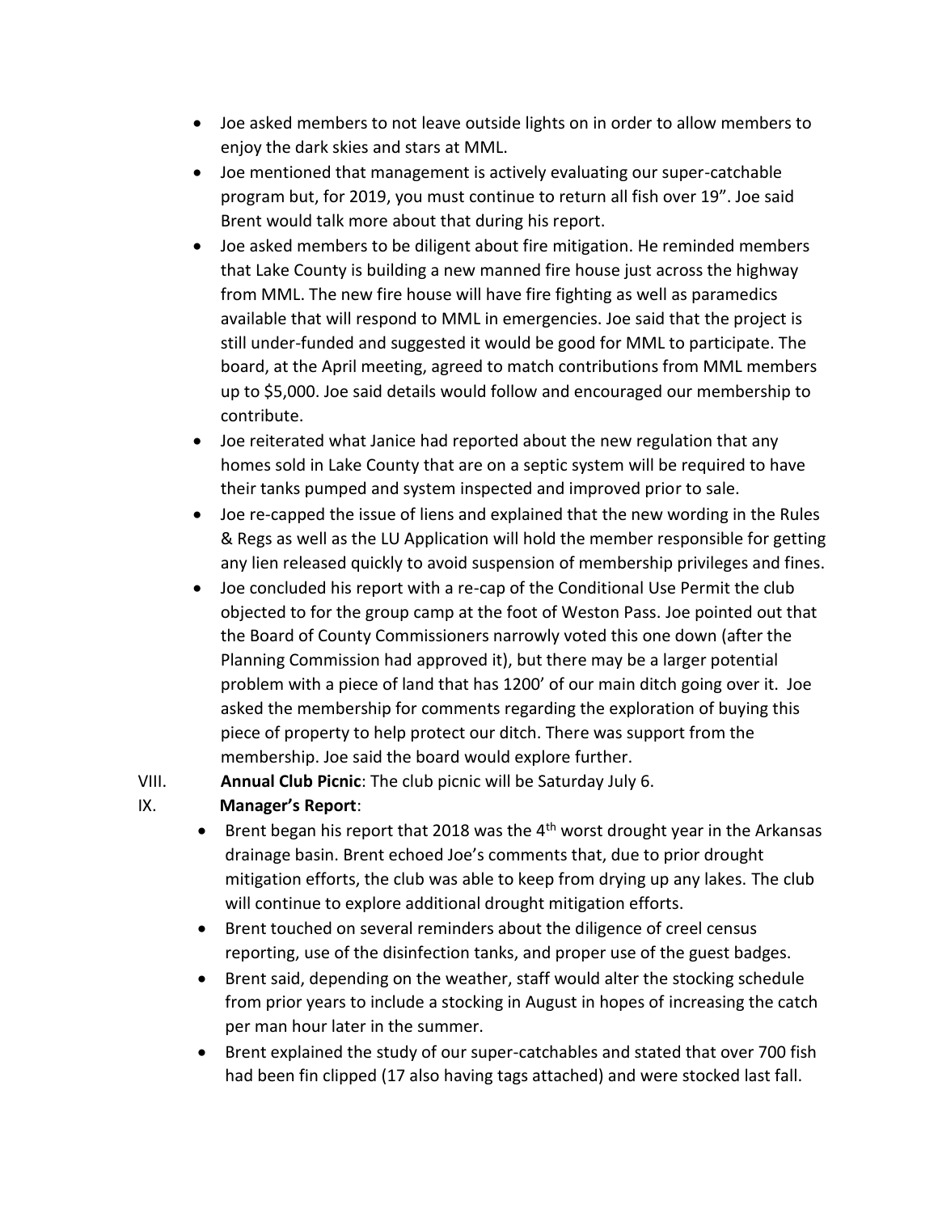- Joe asked members to not leave outside lights on in order to allow members to enjoy the dark skies and stars at MML.
- Joe mentioned that management is actively evaluating our super-catchable program but, for 2019, you must continue to return all fish over 19". Joe said Brent would talk more about that during his report.
- Joe asked members to be diligent about fire mitigation. He reminded members that Lake County is building a new manned fire house just across the highway from MML. The new fire house will have fire fighting as well as paramedics available that will respond to MML in emergencies. Joe said that the project is still under-funded and suggested it would be good for MML to participate. The board, at the April meeting, agreed to match contributions from MML members up to $5,000. Joe said details would follow and encouraged our membership to contribute.
- Joe reiterated what Janice had reported about the new regulation that any homes sold in Lake County that are on a septic system will be required to have their tanks pumped and system inspected and improved prior to sale.
- Joe re-capped the issue of liens and explained that the new wording in the Rules & Regs as well as the LU Application will hold the member responsible for getting any lien released quickly to avoid suspension of membership privileges and fines.
- Joe concluded his report with a re-cap of the Conditional Use Permit the club objected to for the group camp at the foot of Weston Pass. Joe pointed out that the Board of County Commissioners narrowly voted this one down (after the Planning Commission had approved it), but there may be a larger potential problem with a piece of land that has 1200' of our main ditch going over it. Joe asked the membership for comments regarding the exploration of buying this piece of property to help protect our ditch. There was support from the membership. Joe said the board would explore further.

VIII. **Annual Club Picnic**: The club picnic will be Saturday July 6.

IX. **Manager's Report**:

- Brent began his report that 2018 was the 4th worst drought year in the Arkansas drainage basin. Brent echoed Joe's comments that, due to prior drought mitigation efforts, the club was able to keep from drying up any lakes. The club will continue to explore additional drought mitigation efforts.
- Brent touched on several reminders about the diligence of creel census reporting, use of the disinfection tanks, and proper use of the guest badges.
- Brent said, depending on the weather, staff would alter the stocking schedule from prior years to include a stocking in August in hopes of increasing the catch per man hour later in the summer.
- Brent explained the study of our super-catchables and stated that over 700 fish had been fin clipped (17 also having tags attached) and were stocked last fall.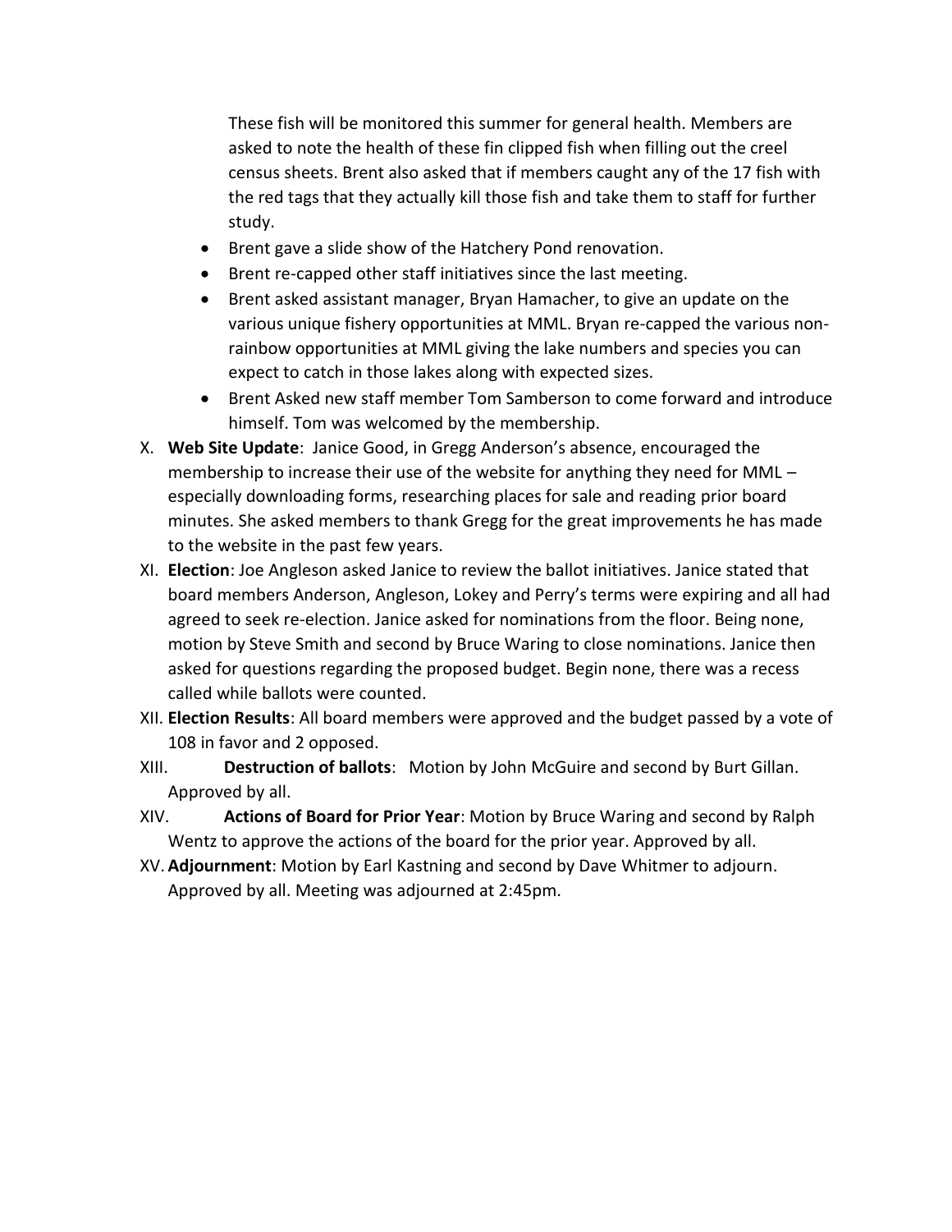These fish will be monitored this summer for general health. Members are asked to note the health of these fin clipped fish when filling out the creel census sheets. Brent also asked that if members caught any of the 17 fish with the red tags that they actually kill those fish and take them to staff for further study.

- Brent gave a slide show of the Hatchery Pond renovation.
- Brent re-capped other staff initiatives since the last meeting.
- Brent asked assistant manager, Bryan Hamacher, to give an update on the various unique fishery opportunities at MML. Bryan re-capped the various non-rainbow opportunities at MML giving the lake numbers and species you can expect to catch in those lakes along with expected sizes.
- Brent Asked new staff member Tom Samberson to come forward and introduce himself. Tom was welcomed by the membership.

X. **Web Site Update**: Janice Good, in Gregg Anderson's absence, encouraged the membership to increase their use of the website for anything they need for MML – especially downloading forms, researching places for sale and reading prior board minutes. She asked members to thank Gregg for the great improvements he has made to the website in the past few years.

XI. **Election**: Joe Angleson asked Janice to review the ballot initiatives. Janice stated that board members Anderson, Angleson, Lokey and Perry's terms were expiring and all had agreed to seek re-election. Janice asked for nominations from the floor. Being none, motion by Steve Smith and second by Bruce Waring to close nominations. Janice then asked for questions regarding the proposed budget. Begin none, there was a recess called while ballots were counted.

XII. **Election Results**: All board members were approved and the budget passed by a vote of 108 in favor and 2 opposed.

XIII. **Destruction of ballots**: Motion by John McGuire and second by Burt Gillan. Approved by all.

XIV. **Actions of Board for Prior Year**: Motion by Bruce Waring and second by Ralph Wentz to approve the actions of the board for the prior year. Approved by all.

XV. **Adjournment**: Motion by Earl Kastning and second by Dave Whitmer to adjourn. Approved by all. Meeting was adjourned at 2:45pm.